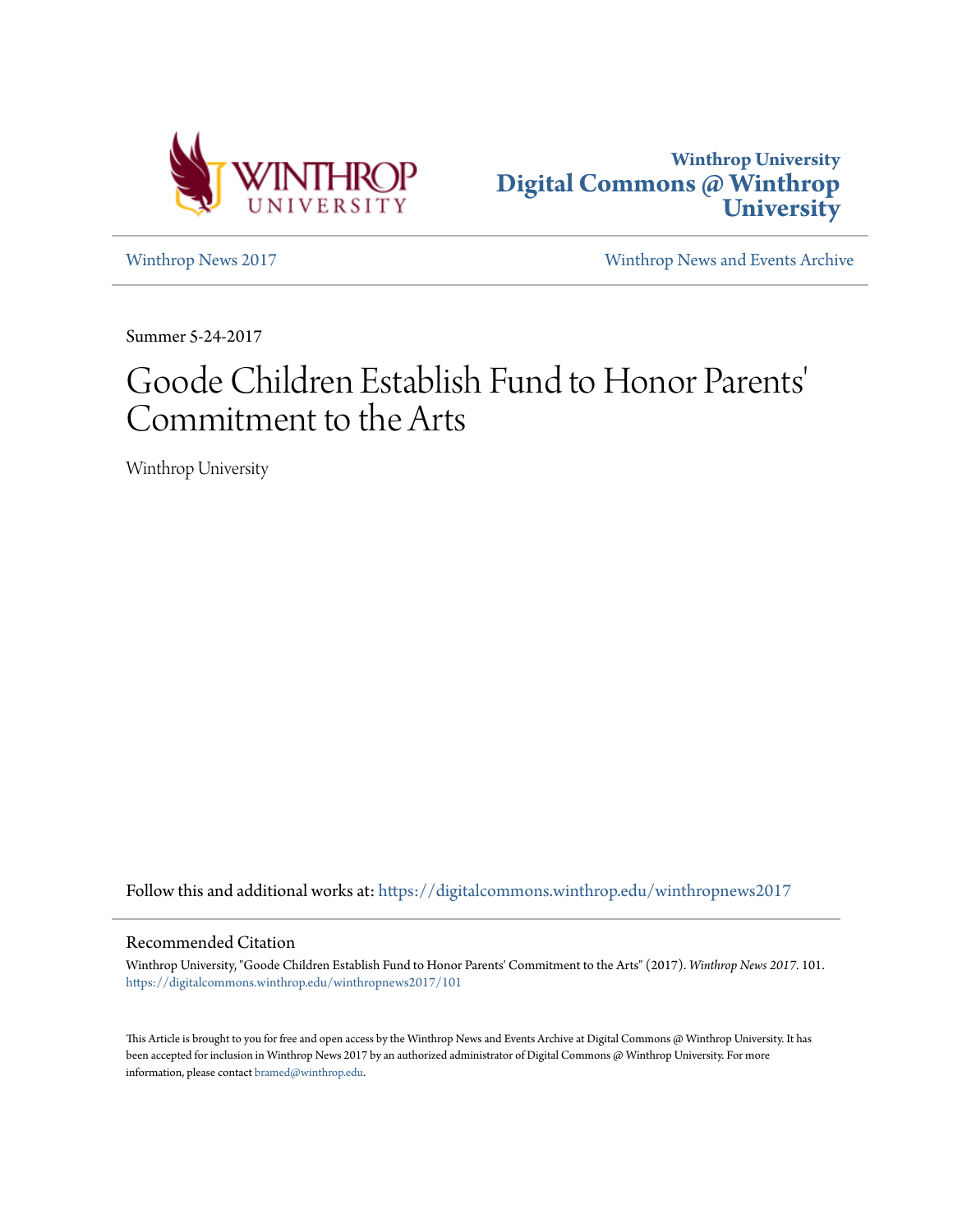Winthrop University
**Digital Commons @ Winthrop University**

Winthrop News 2017 | Winthrop News and Events Archive

Summer 5-24-2017

# Goode Children Establish Fund to Honor Parents' Commitment to the Arts

Winthrop University

Follow this and additional works at: https://digitalcommons.winthrop.edu/winthropnews2017

## Recommended Citation

Winthrop University, "Goode Children Establish Fund to Honor Parents' Commitment to the Arts" (2017). *Winthrop News 2017*. 101.
https://digitalcommons.winthrop.edu/winthropnews2017/101

This Article is brought to you for free and open access by the Winthrop News and Events Archive at Digital Commons @ Winthrop University. It has been accepted for inclusion in Winthrop News 2017 by an authorized administrator of Digital Commons @ Winthrop University. For more information, please contact bramed@winthrop.edu.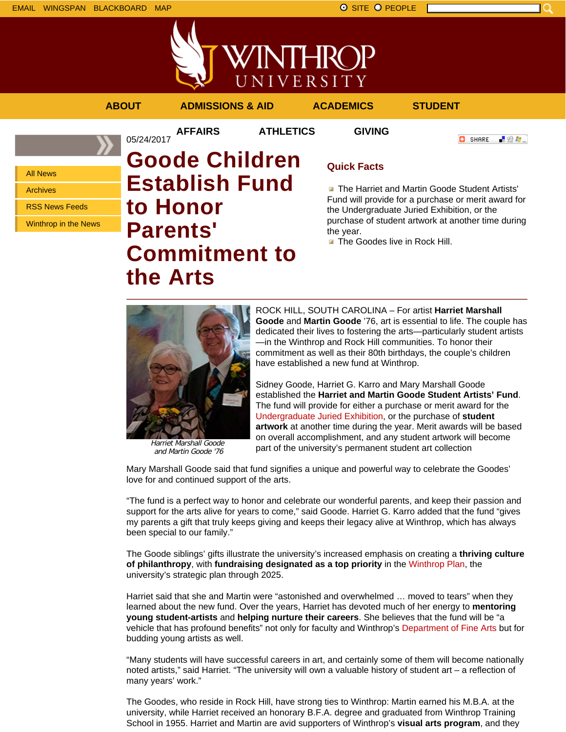EMAIL WINGSPAN BLACKBOARD MAP

SITE PEOPLE

ABOUT ADMISSIONS & AID ACADEMICS STUDENT AFFAIRS ATHLETICS GIVING

- All News
- Archives
- RSS News Feeds
- Winthrop in the News

05/24/2017

# Goode Children Establish Fund to Honor Parents' Commitment to the Arts

## Quick Facts

- The Harriet and Martin Goode Student Artists' Fund will provide for a purchase or merit award for the Undergraduate Juried Exhibition, or the purchase of student artwork at another time during the year.
- The Goodes live in Rock Hill.

*Harriet Marshall Goode and Martin Goode '76*

ROCK HILL, SOUTH CAROLINA – For artist **Harriet Marshall Goode** and **Martin Goode** '76, art is essential to life. The couple has dedicated their lives to fostering the arts—particularly student artists—in the Winthrop and Rock Hill communities. To honor their commitment as well as their 80th birthdays, the couple's children have established a new fund at Winthrop.

Sidney Goode, Harriet G. Karro and Mary Marshall Goode established the **Harriet and Martin Goode Student Artists' Fund**. The fund will provide for either a purchase or merit award for the Undergraduate Juried Exhibition, or the purchase of **student artwork** at another time during the year. Merit awards will be based on overall accomplishment, and any student artwork will become part of the university's permanent student art collection

Mary Marshall Goode said that fund signifies a unique and powerful way to celebrate the Goodes' love for and continued support of the arts.

"The fund is a perfect way to honor and celebrate our wonderful parents, and keep their passion and support for the arts alive for years to come," said Goode. Harriet G. Karro added that the fund "gives my parents a gift that truly keeps giving and keeps their legacy alive at Winthrop, which has always been special to our family."

The Goode siblings' gifts illustrate the university's increased emphasis on creating a **thriving culture of philanthropy**, with **fundraising designated as a top priority** in the Winthrop Plan, the university's strategic plan through 2025.

Harriet said that she and Martin were "astonished and overwhelmed … moved to tears" when they learned about the new fund. Over the years, Harriet has devoted much of her energy to **mentoring young student-artists** and **helping nurture their careers**. She believes that the fund will be "a vehicle that has profound benefits" not only for faculty and Winthrop's Department of Fine Arts but for budding young artists as well.

"Many students will have successful careers in art, and certainly some of them will become nationally noted artists," said Harriet. "The university will own a valuable history of student art – a reflection of many years' work."

The Goodes, who reside in Rock Hill, have strong ties to Winthrop: Martin earned his M.B.A. at the university, while Harriet received an honorary B.F.A. degree and graduated from Winthrop Training School in 1955. Harriet and Martin are avid supporters of Winthrop's **visual arts program**, and they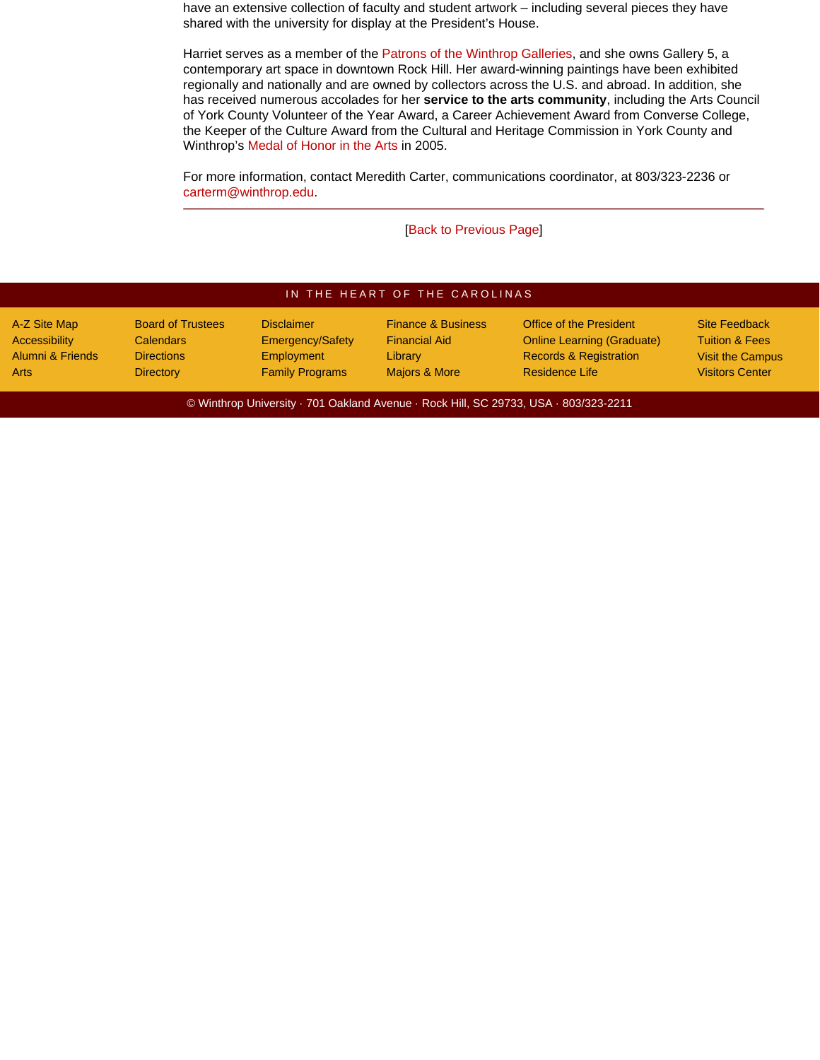have an extensive collection of faculty and student artwork – including several pieces they have shared with the university for display at the President's House.

Harriet serves as a member of the Patrons of the Winthrop Galleries, and she owns Gallery 5, a contemporary art space in downtown Rock Hill. Her award-winning paintings have been exhibited regionally and nationally and are owned by collectors across the U.S. and abroad. In addition, she has received numerous accolades for her **service to the arts community**, including the Arts Council of York County Volunteer of the Year Award, a Career Achievement Award from Converse College, the Keeper of the Culture Award from the Cultural and Heritage Commission in York County and Winthrop's Medal of Honor in the Arts in 2005.

For more information, contact Meredith Carter, communications coordinator, at 803/323-2236 or carterm@winthrop.edu.

---

[Back to Previous Page]

IN THE HEART OF THE CAROLINAS

A-Z Site Map
Accessibility
Alumni & Friends
Arts
Board of Trustees
Calendars
Directions
Directory
Disclaimer
Emergency/Safety
Employment
Family Programs
Finance & Business
Financial Aid
Library
Majors & More
Office of the President
Online Learning (Graduate)
Records & Registration
Residence Life
Site Feedback
Tuition & Fees
Visit the Campus
Visitors Center

© Winthrop University · 701 Oakland Avenue · Rock Hill, SC 29733, USA · 803/323-2211